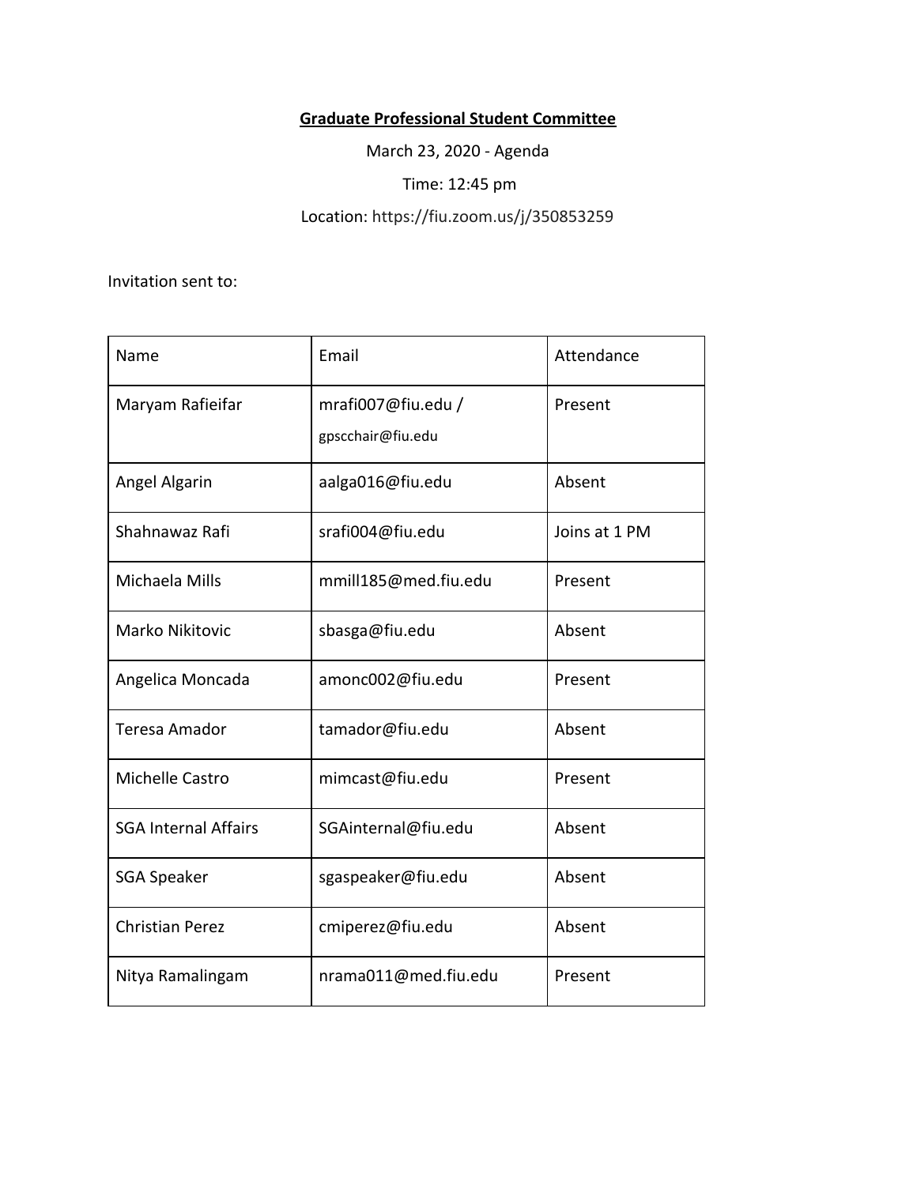**Graduate Professional Student Committee**

March 23, 2020 - Agenda

Time: 12:45 pm

Location: https://fiu.zoom.us/j/350853259

Invitation sent to:

| Name | Email | Attendance |
|---|---|---|
| Maryam Rafieifar | mrafi007@fiu.edu / gpscchair@fiu.edu | Present |
| Angel Algarin | aalga016@fiu.edu | Absent |
| Shahnawaz Rafi | srafi004@fiu.edu | Joins at 1 PM |
| Michaela Mills | mmill185@med.fiu.edu | Present |
| Marko Nikitovic | sbasga@fiu.edu | Absent |
| Angelica Moncada | amonc002@fiu.edu | Present |
| Teresa Amador | tamador@fiu.edu | Absent |
| Michelle Castro | mimcast@fiu.edu | Present |
| SGA Internal Affairs | SGAinternal@fiu.edu | Absent |
| SGA Speaker | sgaspeaker@fiu.edu | Absent |
| Christian Perez | cmiperez@fiu.edu | Absent |
| Nitya Ramalingam | nrama011@med.fiu.edu | Present |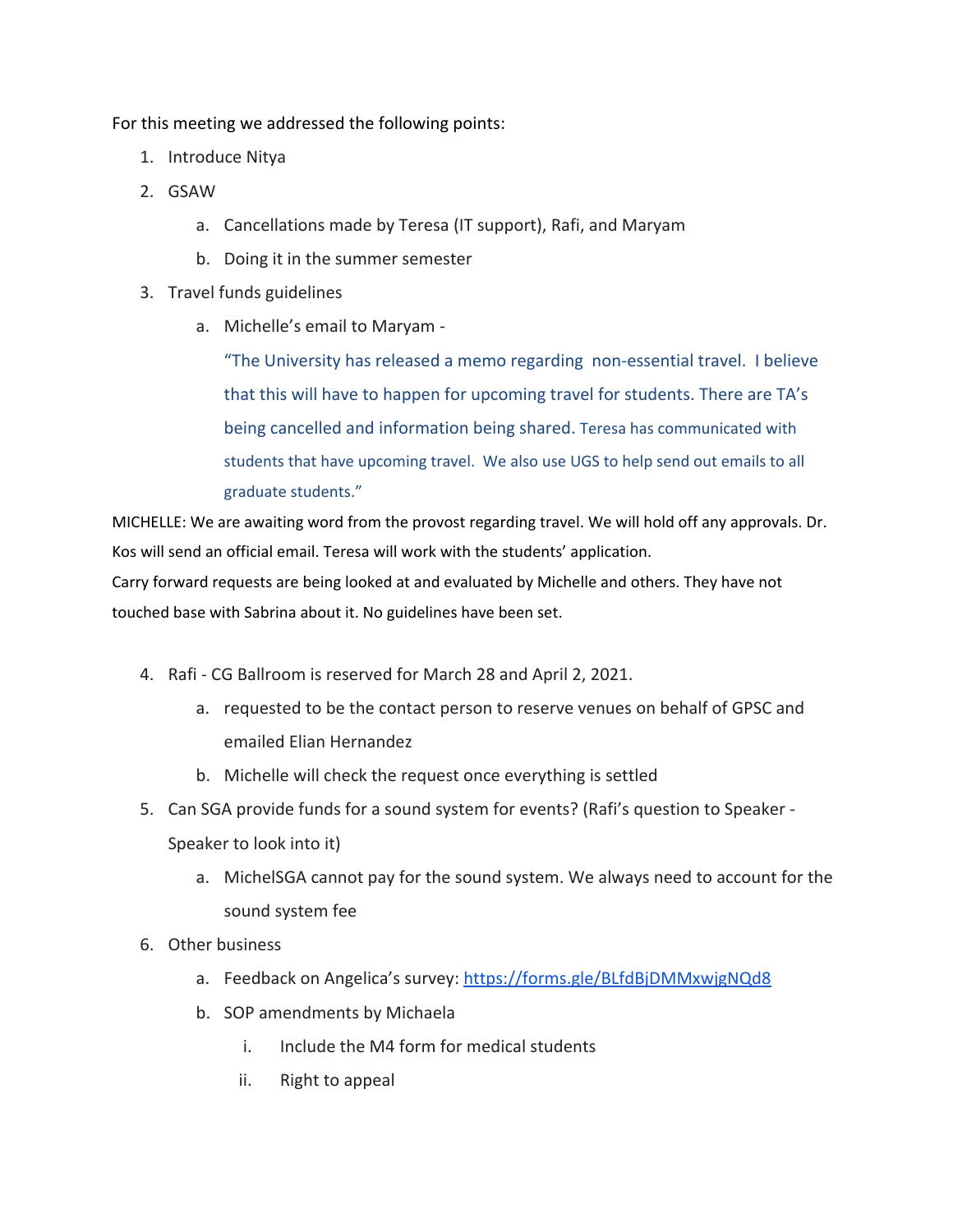For this meeting we addressed the following points:

1. Introduce Nitya
2. GSAW
   a. Cancellations made by Teresa (IT support), Rafi, and Maryam
   b. Doing it in the summer semester
3. Travel funds guidelines
   a. Michelle's email to Maryam -

      "The University has released a memo regarding non-essential travel. I believe that this will have to happen for upcoming travel for students. There are TA's being cancelled and information being shared. Teresa has communicated with students that have upcoming travel. We also use UGS to help send out emails to all graduate students."

MICHELLE: We are awaiting word from the provost regarding travel. We will hold off any approvals. Dr. Kos will send an official email. Teresa will work with the students' application.

Carry forward requests are being looked at and evaluated by Michelle and others. They have not touched base with Sabrina about it. No guidelines have been set.

4. Rafi - CG Ballroom is reserved for March 28 and April 2, 2021.
   a. requested to be the contact person to reserve venues on behalf of GPSC and emailed Elian Hernandez
   b. Michelle will check the request once everything is settled
5. Can SGA provide funds for a sound system for events? (Rafi's question to Speaker - Speaker to look into it)
   a. MichelSGA cannot pay for the sound system. We always need to account for the sound system fee
6. Other business
   a. Feedback on Angelica's survey: https://forms.gle/BLfdBjDMMxwjgNQd8
   b. SOP amendments by Michaela
      i. Include the M4 form for medical students
      ii. Right to appeal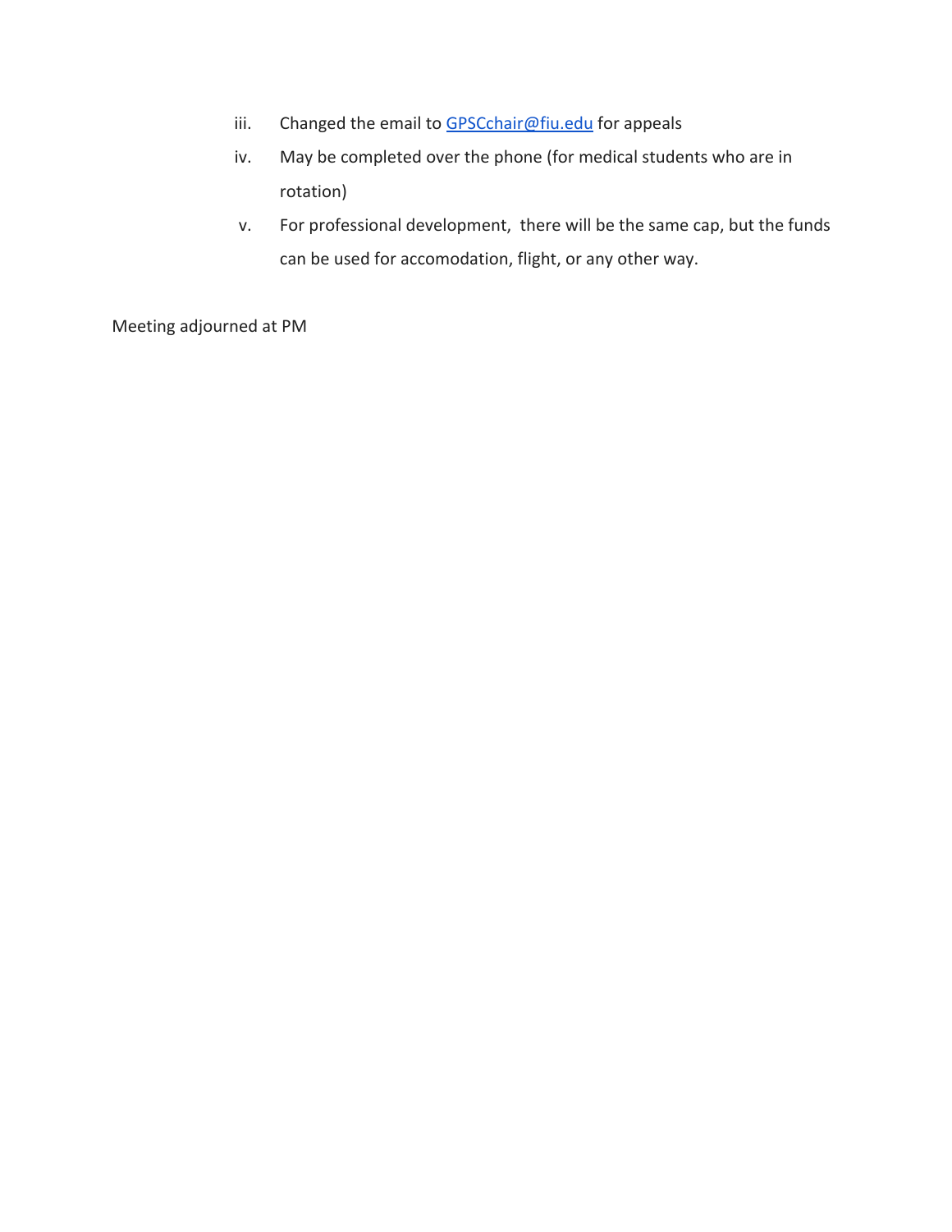iii. Changed the email to [GPSCchair@fiu.edu](mailto:GPSCchair@fiu.edu) for appeals

iv. May be completed over the phone (for medical students who are in rotation)

v. For professional development, there will be the same cap, but the funds can be used for accomodation, flight, or any other way.

Meeting adjourned at PM